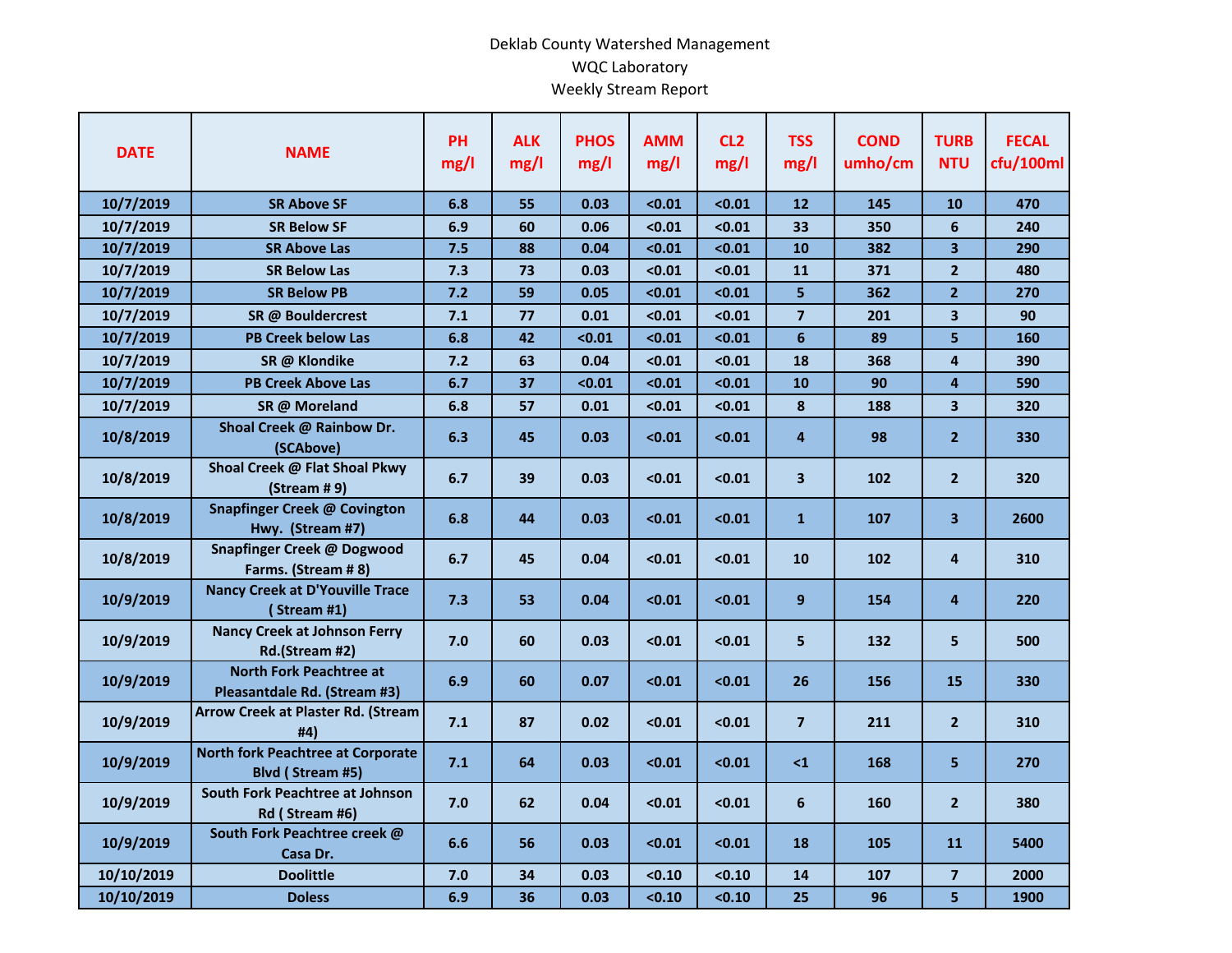Deklab County Watershed Management

WQC Laboratory

Weekly Stream Report

| DATE | NAME | PH mg/l | ALK mg/l | PHOS mg/l | AMM mg/l | CL2 mg/l | TSS mg/l | COND umho/cm | TURB NTU | FECAL cfu/100ml |
|---|---|---|---|---|---|---|---|---|---|---|
| 10/7/2019 | SR Above SF | 6.8 | 55 | 0.03 | <0.01 | <0.01 | 12 | 145 | 10 | 470 |
| 10/7/2019 | SR Below SF | 6.9 | 60 | 0.06 | <0.01 | <0.01 | 33 | 350 | 6 | 240 |
| 10/7/2019 | SR Above Las | 7.5 | 88 | 0.04 | <0.01 | <0.01 | 10 | 382 | 3 | 290 |
| 10/7/2019 | SR Below Las | 7.3 | 73 | 0.03 | <0.01 | <0.01 | 11 | 371 | 2 | 480 |
| 10/7/2019 | SR Below PB | 7.2 | 59 | 0.05 | <0.01 | <0.01 | 5 | 362 | 2 | 270 |
| 10/7/2019 | SR @ Bouldercrest | 7.1 | 77 | 0.01 | <0.01 | <0.01 | 7 | 201 | 3 | 90 |
| 10/7/2019 | PB Creek below Las | 6.8 | 42 | <0.01 | <0.01 | <0.01 | 6 | 89 | 5 | 160 |
| 10/7/2019 | SR @ Klondike | 7.2 | 63 | 0.04 | <0.01 | <0.01 | 18 | 368 | 4 | 390 |
| 10/7/2019 | PB Creek Above Las | 6.7 | 37 | <0.01 | <0.01 | <0.01 | 10 | 90 | 4 | 590 |
| 10/7/2019 | SR @ Moreland | 6.8 | 57 | 0.01 | <0.01 | <0.01 | 8 | 188 | 3 | 320 |
| 10/8/2019 | Shoal Creek @ Rainbow Dr. (SCAbove) | 6.3 | 45 | 0.03 | <0.01 | <0.01 | 4 | 98 | 2 | 330 |
| 10/8/2019 | Shoal Creek @ Flat Shoal Pkwy (Stream # 9) | 6.7 | 39 | 0.03 | <0.01 | <0.01 | 3 | 102 | 2 | 320 |
| 10/8/2019 | Snapfinger Creek @ Covington Hwy. (Stream #7) | 6.8 | 44 | 0.03 | <0.01 | <0.01 | 1 | 107 | 3 | 2600 |
| 10/8/2019 | Snapfinger Creek @ Dogwood Farms. (Stream # 8) | 6.7 | 45 | 0.04 | <0.01 | <0.01 | 10 | 102 | 4 | 310 |
| 10/9/2019 | Nancy Creek at D'Youville Trace ( Stream #1) | 7.3 | 53 | 0.04 | <0.01 | <0.01 | 9 | 154 | 4 | 220 |
| 10/9/2019 | Nancy Creek at Johnson Ferry Rd.(Stream #2) | 7.0 | 60 | 0.03 | <0.01 | <0.01 | 5 | 132 | 5 | 500 |
| 10/9/2019 | North Fork Peachtree at Pleasantdale Rd. (Stream #3) | 6.9 | 60 | 0.07 | <0.01 | <0.01 | 26 | 156 | 15 | 330 |
| 10/9/2019 | Arrow Creek at Plaster Rd. (Stream #4) | 7.1 | 87 | 0.02 | <0.01 | <0.01 | 7 | 211 | 2 | 310 |
| 10/9/2019 | North fork Peachtree at Corporate Blvd ( Stream #5) | 7.1 | 64 | 0.03 | <0.01 | <0.01 | <1 | 168 | 5 | 270 |
| 10/9/2019 | South Fork Peachtree at Johnson Rd ( Stream #6) | 7.0 | 62 | 0.04 | <0.01 | <0.01 | 6 | 160 | 2 | 380 |
| 10/9/2019 | South Fork Peachtree creek @ Casa Dr. | 6.6 | 56 | 0.03 | <0.01 | <0.01 | 18 | 105 | 11 | 5400 |
| 10/10/2019 | Doolittle | 7.0 | 34 | 0.03 | <0.10 | <0.10 | 14 | 107 | 7 | 2000 |
| 10/10/2019 | Doless | 6.9 | 36 | 0.03 | <0.10 | <0.10 | 25 | 96 | 5 | 1900 |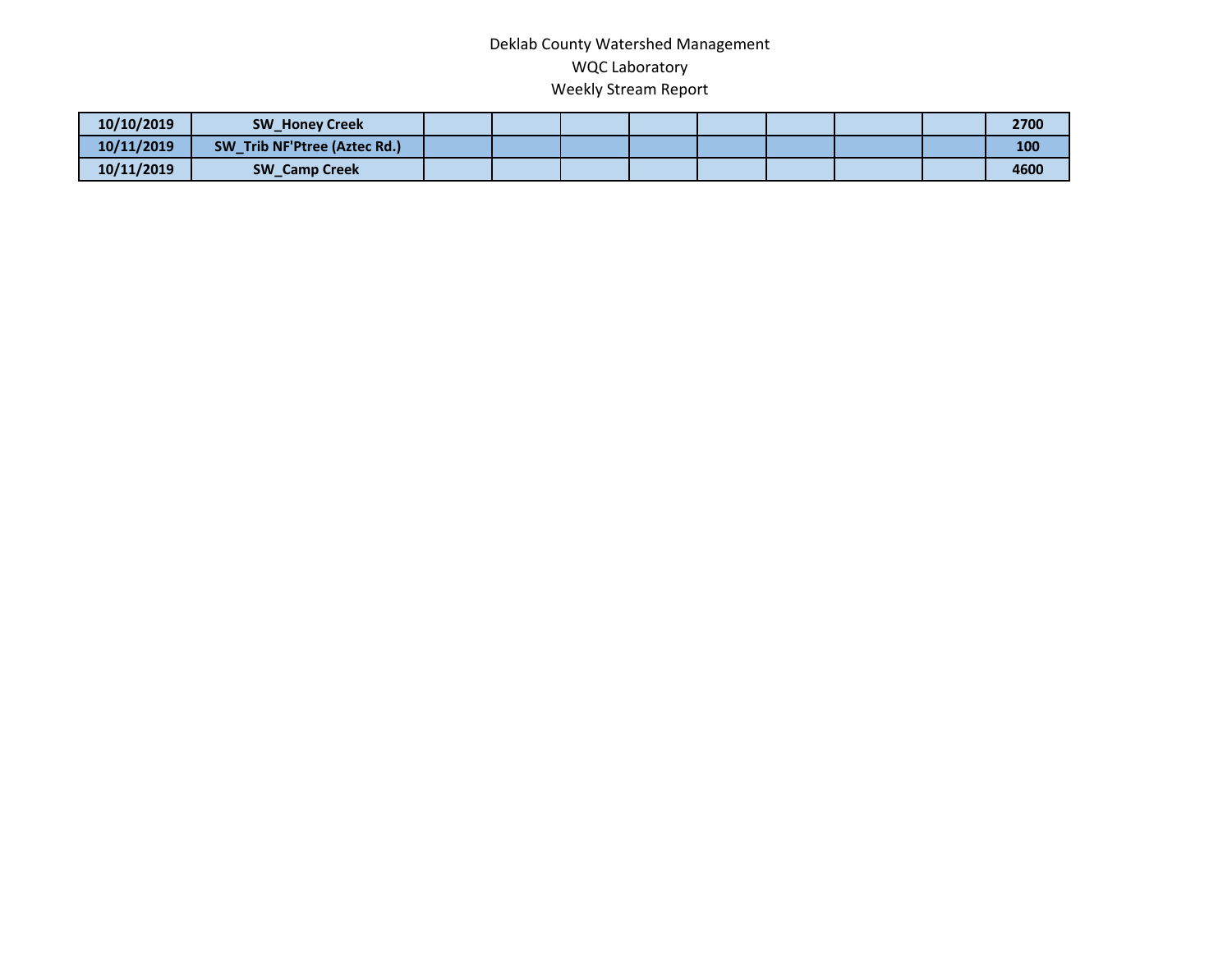Deklab County Watershed Management

WQC Laboratory

Weekly Stream Report

| | | | | | | | | | | |
|---|---|---|---|---|---|---|---|---|---|---|
| 10/10/2019 | SW_Honey Creek | | | | | | | | | 2700 |
| 10/11/2019 | SW_Trib NF'Ptree (Aztec Rd.) | | | | | | | | | 100 |
| 10/11/2019 | SW_Camp Creek | | | | | | | | | 4600 |